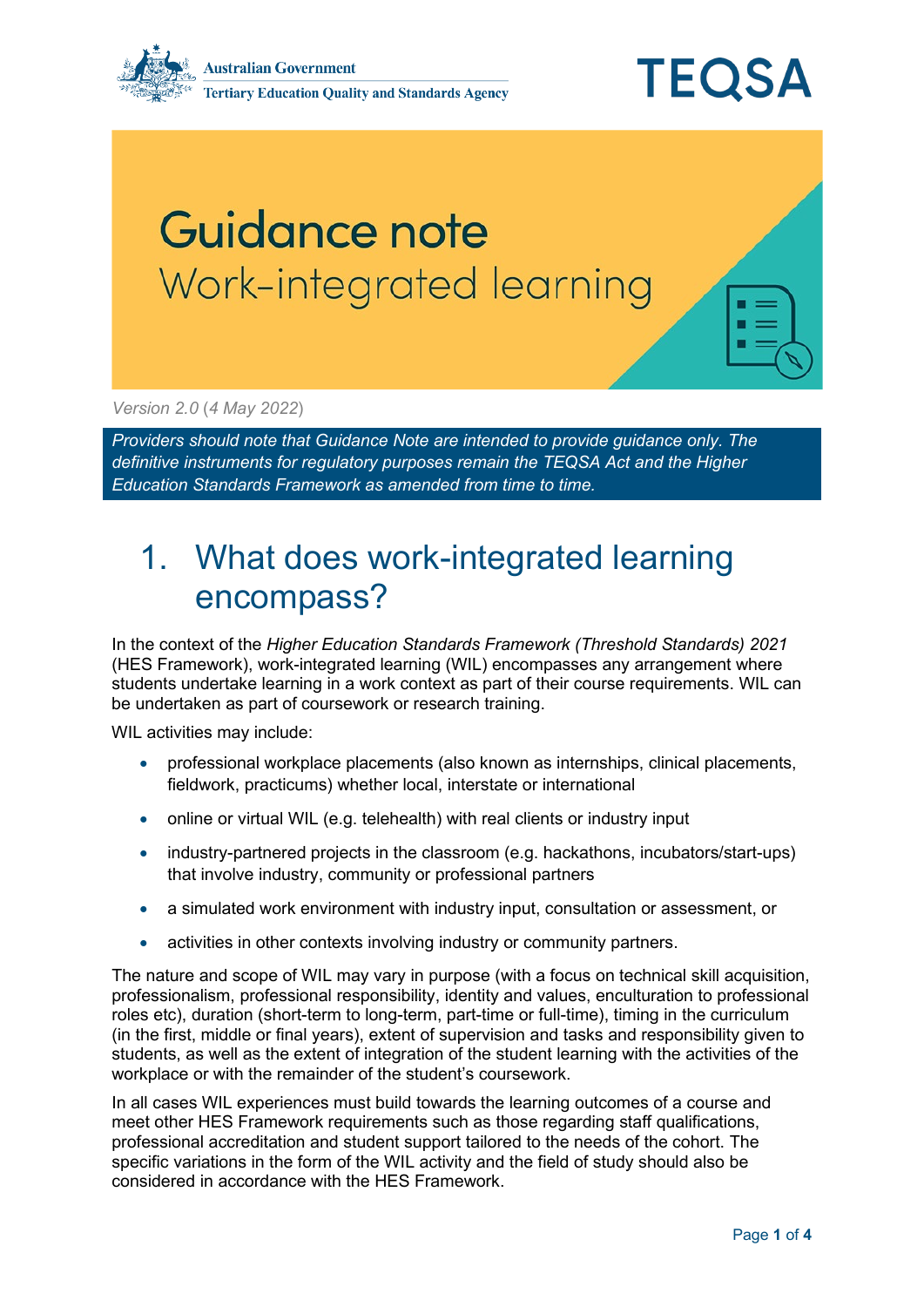Australian Government
Tertiary Education Quality and Standards Agency

TEQSA

# Guidance note

## Work-integrated learning

*Version 2.0 (4 May 2022)*

*Providers should note that Guidance Note are intended to provide guidance only. The definitive instruments for regulatory purposes remain the TEQSA Act and the Higher Education Standards Framework as amended from time to time.*

## 1. What does work-integrated learning encompass?

In the context of the *Higher Education Standards Framework (Threshold Standards) 2021* (HES Framework), work-integrated learning (WIL) encompasses any arrangement where students undertake learning in a work context as part of their course requirements. WIL can be undertaken as part of coursework or research training.

WIL activities may include:

- professional workplace placements (also known as internships, clinical placements, fieldwork, practicums) whether local, interstate or international
- online or virtual WIL (e.g. telehealth) with real clients or industry input
- industry-partnered projects in the classroom (e.g. hackathons, incubators/start-ups) that involve industry, community or professional partners
- a simulated work environment with industry input, consultation or assessment, or
- activities in other contexts involving industry or community partners.

The nature and scope of WIL may vary in purpose (with a focus on technical skill acquisition, professionalism, professional responsibility, identity and values, enculturation to professional roles etc), duration (short-term to long-term, part-time or full-time), timing in the curriculum (in the first, middle or final years), extent of supervision and tasks and responsibility given to students, as well as the extent of integration of the student learning with the activities of the workplace or with the remainder of the student's coursework.

In all cases WIL experiences must build towards the learning outcomes of a course and meet other HES Framework requirements such as those regarding staff qualifications, professional accreditation and student support tailored to the needs of the cohort. The specific variations in the form of the WIL activity and the field of study should also be considered in accordance with the HES Framework.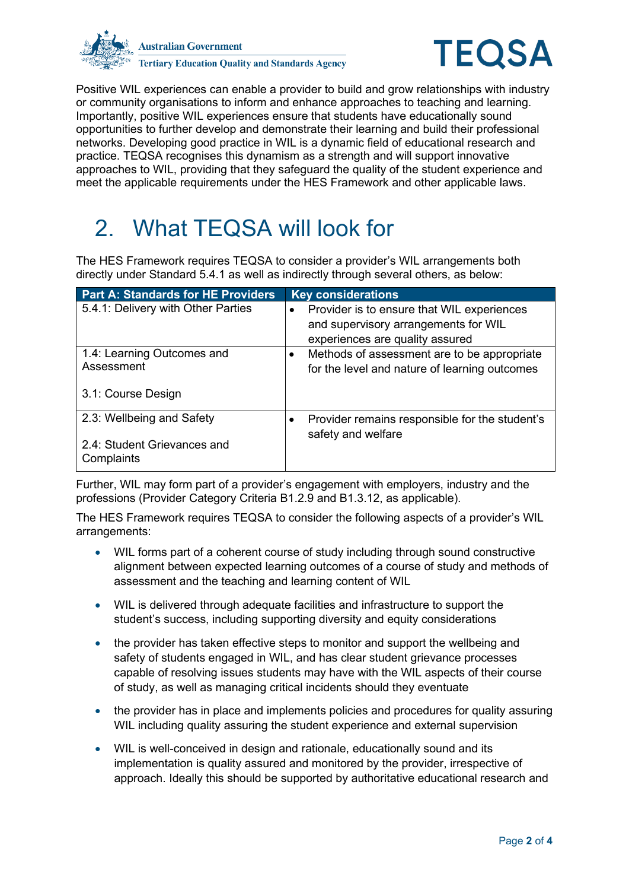Positive WIL experiences can enable a provider to build and grow relationships with industry or community organisations to inform and enhance approaches to teaching and learning. Importantly, positive WIL experiences ensure that students have educationally sound opportunities to further develop and demonstrate their learning and build their professional networks. Developing good practice in WIL is a dynamic field of educational research and practice. TEQSA recognises this dynamism as a strength and will support innovative approaches to WIL, providing that they safeguard the quality of the student experience and meet the applicable requirements under the HES Framework and other applicable laws.

# 2. What TEQSA will look for

The HES Framework requires TEQSA to consider a provider's WIL arrangements both directly under Standard 5.4.1 as well as indirectly through several others, as below:

| Part A: Standards for HE Providers | Key considerations |
|---|---|
| 5.4.1: Delivery with Other Parties | • Provider is to ensure that WIL experiences and supervisory arrangements for WIL experiences are quality assured |
| 1.4: Learning Outcomes and Assessment<br><br>3.1: Course Design | • Methods of assessment are to be appropriate for the level and nature of learning outcomes |
| 2.3: Wellbeing and Safety<br><br>2.4: Student Grievances and Complaints | • Provider remains responsible for the student's safety and welfare |

Further, WIL may form part of a provider's engagement with employers, industry and the professions (Provider Category Criteria B1.2.9 and B1.3.12, as applicable).

The HES Framework requires TEQSA to consider the following aspects of a provider's WIL arrangements:

- WIL forms part of a coherent course of study including through sound constructive alignment between expected learning outcomes of a course of study and methods of assessment and the teaching and learning content of WIL
- WIL is delivered through adequate facilities and infrastructure to support the student's success, including supporting diversity and equity considerations
- the provider has taken effective steps to monitor and support the wellbeing and safety of students engaged in WIL, and has clear student grievance processes capable of resolving issues students may have with the WIL aspects of their course of study, as well as managing critical incidents should they eventuate
- the provider has in place and implements policies and procedures for quality assuring WIL including quality assuring the student experience and external supervision
- WIL is well-conceived in design and rationale, educationally sound and its implementation is quality assured and monitored by the provider, irrespective of approach. Ideally this should be supported by authoritative educational research and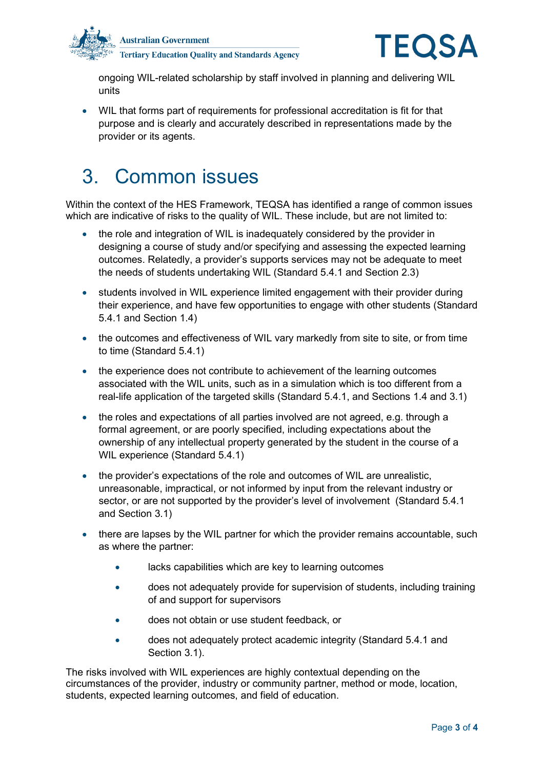ongoing WIL-related scholarship by staff involved in planning and delivering WIL units

- WIL that forms part of requirements for professional accreditation is fit for that purpose and is clearly and accurately described in representations made by the provider or its agents.

# 3. Common issues

Within the context of the HES Framework, TEQSA has identified a range of common issues which are indicative of risks to the quality of WIL. These include, but are not limited to:

- the role and integration of WIL is inadequately considered by the provider in designing a course of study and/or specifying and assessing the expected learning outcomes. Relatedly, a provider's supports services may not be adequate to meet the needs of students undertaking WIL (Standard 5.4.1 and Section 2.3)
- students involved in WIL experience limited engagement with their provider during their experience, and have few opportunities to engage with other students (Standard 5.4.1 and Section 1.4)
- the outcomes and effectiveness of WIL vary markedly from site to site, or from time to time (Standard 5.4.1)
- the experience does not contribute to achievement of the learning outcomes associated with the WIL units, such as in a simulation which is too different from a real-life application of the targeted skills (Standard 5.4.1, and Sections 1.4 and 3.1)
- the roles and expectations of all parties involved are not agreed, e.g. through a formal agreement, or are poorly specified, including expectations about the ownership of any intellectual property generated by the student in the course of a WIL experience (Standard 5.4.1)
- the provider's expectations of the role and outcomes of WIL are unrealistic, unreasonable, impractical, or not informed by input from the relevant industry or sector, or are not supported by the provider's level of involvement (Standard 5.4.1 and Section 3.1)
- there are lapses by the WIL partner for which the provider remains accountable, such as where the partner:
    - lacks capabilities which are key to learning outcomes
    - does not adequately provide for supervision of students, including training of and support for supervisors
    - does not obtain or use student feedback, or
    - does not adequately protect academic integrity (Standard 5.4.1 and Section 3.1).

The risks involved with WIL experiences are highly contextual depending on the circumstances of the provider, industry or community partner, method or mode, location, students, expected learning outcomes, and field of education.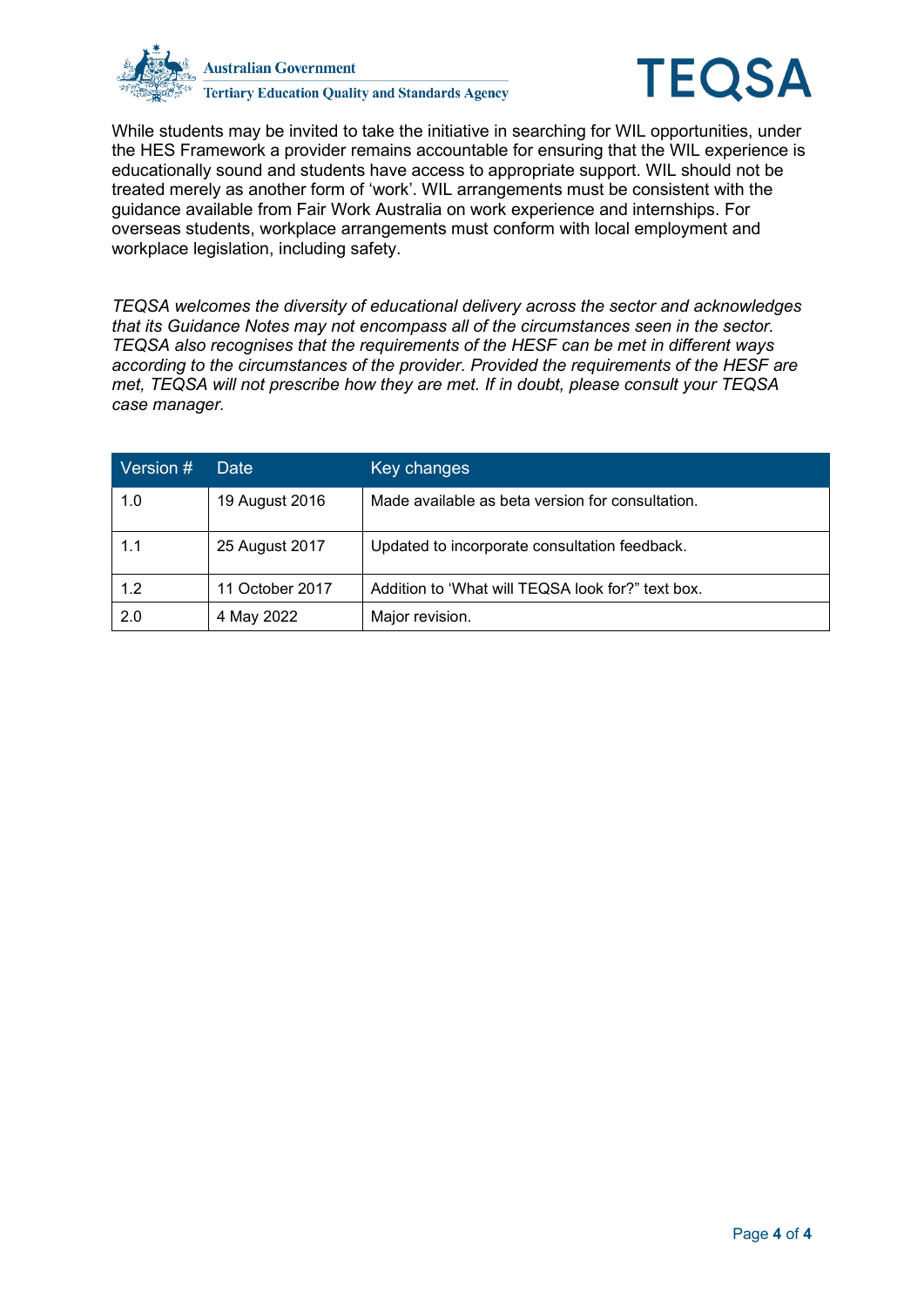While students may be invited to take the initiative in searching for WIL opportunities, under the HES Framework a provider remains accountable for ensuring that the WIL experience is educationally sound and students have access to appropriate support. WIL should not be treated merely as another form of 'work'. WIL arrangements must be consistent with the guidance available from Fair Work Australia on work experience and internships. For overseas students, workplace arrangements must conform with local employment and workplace legislation, including safety.

*TEQSA welcomes the diversity of educational delivery across the sector and acknowledges that its Guidance Notes may not encompass all of the circumstances seen in the sector. TEQSA also recognises that the requirements of the HESF can be met in different ways according to the circumstances of the provider. Provided the requirements of the HESF are met, TEQSA will not prescribe how they are met. If in doubt, please consult your TEQSA case manager.*

| Version # | Date | Key changes |
|---|---|---|
| 1.0 | 19 August 2016 | Made available as beta version for consultation. |
| 1.1 | 25 August 2017 | Updated to incorporate consultation feedback. |
| 1.2 | 11 October 2017 | Addition to 'What will TEQSA look for?" text box. |
| 2.0 | 4 May 2022 | Major revision. |